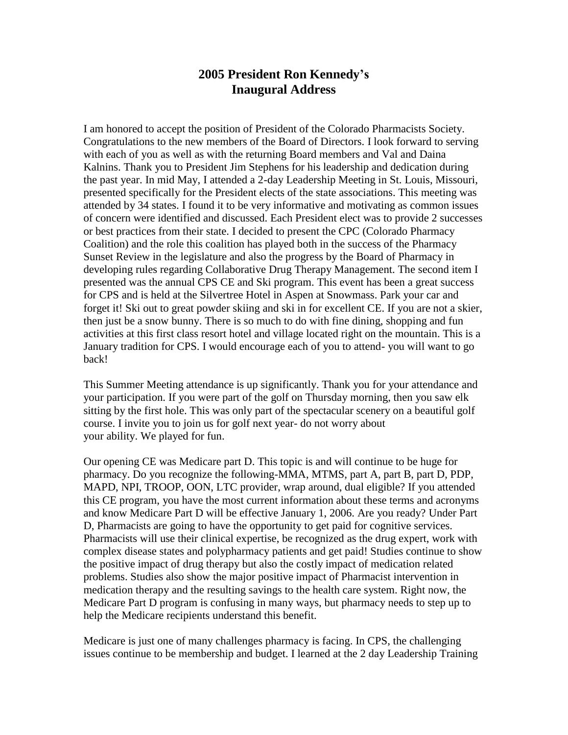# 2005 President Ron Kennedy's Inaugural Address

I am honored to accept the position of President of the Colorado Pharmacists Society. Congratulations to the new members of the Board of Directors. I look forward to serving with each of you as well as with the returning Board members and Val and Daina Kalnins. Thank you to President Jim Stephens for his leadership and dedication during the past year. In mid May, I attended a 2-day Leadership Meeting in St. Louis, Missouri, presented specifically for the President elects of the state associations. This meeting was attended by 34 states. I found it to be very informative and motivating as common issues of concern were identified and discussed. Each President elect was to provide 2 successes or best practices from their state. I decided to present the CPC (Colorado Pharmacy Coalition) and the role this coalition has played both in the success of the Pharmacy Sunset Review in the legislature and also the progress by the Board of Pharmacy in developing rules regarding Collaborative Drug Therapy Management. The second item I presented was the annual CPS CE and Ski program. This event has been a great success for CPS and is held at the Silvertree Hotel in Aspen at Snowmass. Park your car and forget it! Ski out to great powder skiing and ski in for excellent CE. If you are not a skier, then just be a snow bunny. There is so much to do with fine dining, shopping and fun activities at this first class resort hotel and village located right on the mountain. This is a January tradition for CPS. I would encourage each of you to attend- you will want to go back!

This Summer Meeting attendance is up significantly. Thank you for your attendance and your participation. If you were part of the golf on Thursday morning, then you saw elk sitting by the first hole. This was only part of the spectacular scenery on a beautiful golf course. I invite you to join us for golf next year- do not worry about your ability. We played for fun.

Our opening CE was Medicare part D. This topic is and will continue to be huge for pharmacy. Do you recognize the following-MMA, MTMS, part A, part B, part D, PDP, MAPD, NPI, TROOP, OON, LTC provider, wrap around, dual eligible? If you attended this CE program, you have the most current information about these terms and acronyms and know Medicare Part D will be effective January 1, 2006. Are you ready? Under Part D, Pharmacists are going to have the opportunity to get paid for cognitive services. Pharmacists will use their clinical expertise, be recognized as the drug expert, work with complex disease states and polypharmacy patients and get paid! Studies continue to show the positive impact of drug therapy but also the costly impact of medication related problems. Studies also show the major positive impact of Pharmacist intervention in medication therapy and the resulting savings to the health care system. Right now, the Medicare Part D program is confusing in many ways, but pharmacy needs to step up to help the Medicare recipients understand this benefit.

Medicare is just one of many challenges pharmacy is facing. In CPS, the challenging issues continue to be membership and budget. I learned at the 2 day Leadership Training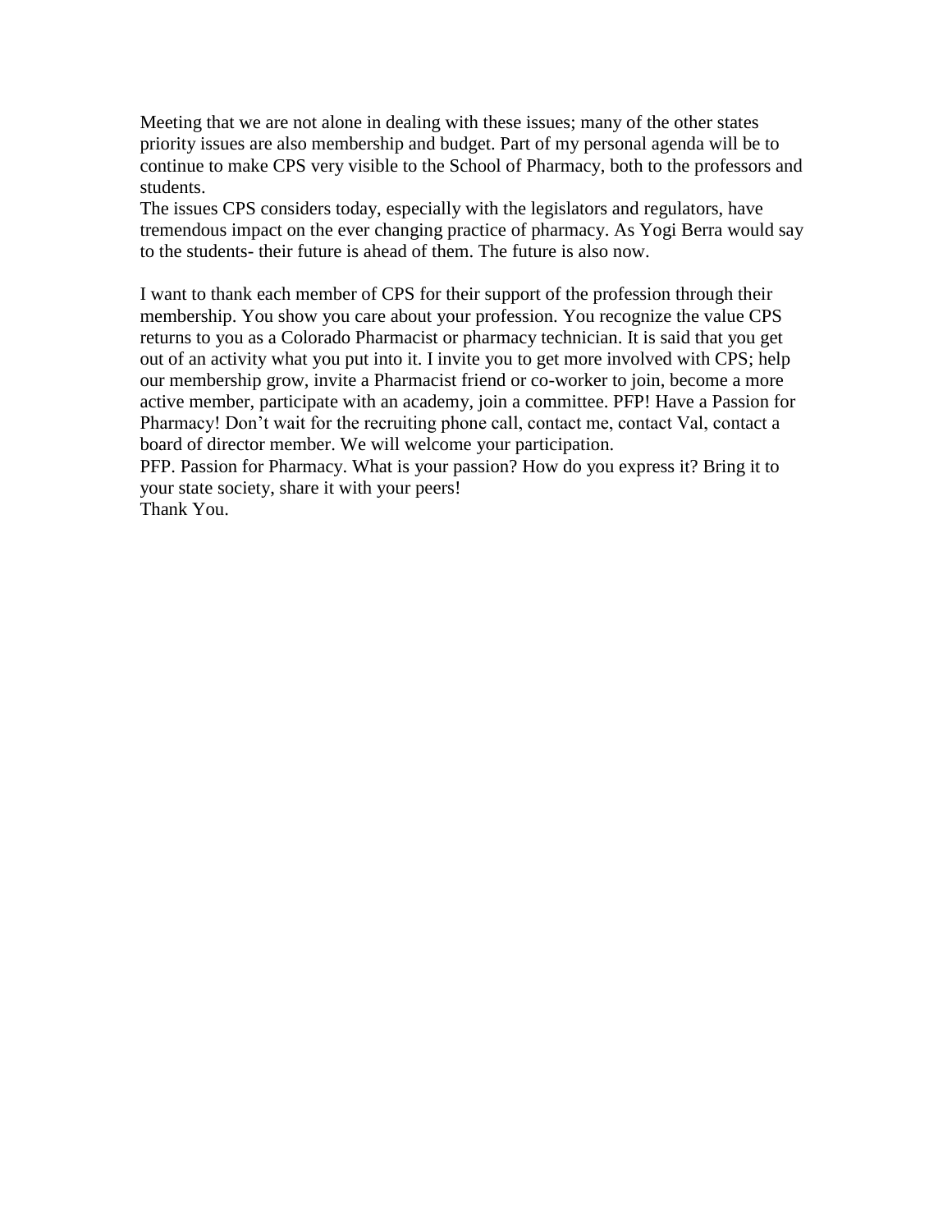Meeting that we are not alone in dealing with these issues; many of the other states priority issues are also membership and budget. Part of my personal agenda will be to continue to make CPS very visible to the School of Pharmacy, both to the professors and students.

The issues CPS considers today, especially with the legislators and regulators, have tremendous impact on the ever changing practice of pharmacy. As Yogi Berra would say to the students- their future is ahead of them. The future is also now.

I want to thank each member of CPS for their support of the profession through their membership. You show you care about your profession. You recognize the value CPS returns to you as a Colorado Pharmacist or pharmacy technician. It is said that you get out of an activity what you put into it. I invite you to get more involved with CPS; help our membership grow, invite a Pharmacist friend or co-worker to join, become a more active member, participate with an academy, join a committee. PFP! Have a Passion for Pharmacy! Don't wait for the recruiting phone call, contact me, contact Val, contact a board of director member. We will welcome your participation.

PFP. Passion for Pharmacy. What is your passion? How do you express it? Bring it to your state society, share it with your peers!

Thank You.